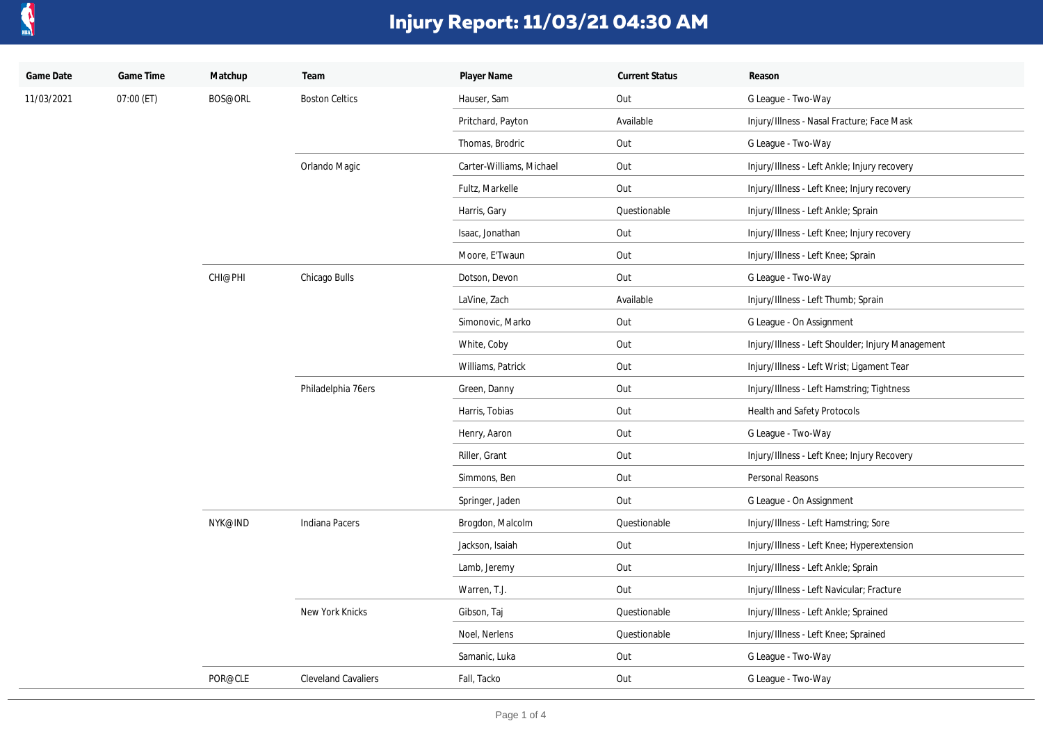# Injury Report: 11/03/21 04:30 AM

| Game Date | Game Time | Matchup | Team | Player Name | Current Status | Reason |
|---|---|---|---|---|---|---|
| 11/03/2021 | 07:00 (ET) | BOS@ORL | Boston Celtics | Hauser, Sam | Out | G League - Two-Way |
| | | | | Pritchard, Payton | Available | Injury/Illness - Nasal Fracture; Face Mask |
| | | | | Thomas, Brodric | Out | G League - Two-Way |
| | | | Orlando Magic | Carter-Williams, Michael | Out | Injury/Illness - Left Ankle; Injury recovery |
| | | | | Fultz, Markelle | Out | Injury/Illness - Left Knee; Injury recovery |
| | | | | Harris, Gary | Questionable | Injury/Illness - Left Ankle; Sprain |
| | | | | Isaac, Jonathan | Out | Injury/Illness - Left Knee; Injury recovery |
| | | | | Moore, E'Twaun | Out | Injury/Illness - Left Knee; Sprain |
| | | CHI@PHI | Chicago Bulls | Dotson, Devon | Out | G League - Two-Way |
| | | | | LaVine, Zach | Available | Injury/Illness - Left Thumb; Sprain |
| | | | | Simonovic, Marko | Out | G League - On Assignment |
| | | | | White, Coby | Out | Injury/Illness - Left Shoulder; Injury Management |
| | | | | Williams, Patrick | Out | Injury/Illness - Left Wrist; Ligament Tear |
| | | | Philadelphia 76ers | Green, Danny | Out | Injury/Illness - Left Hamstring; Tightness |
| | | | | Harris, Tobias | Out | Health and Safety Protocols |
| | | | | Henry, Aaron | Out | G League - Two-Way |
| | | | | Riller, Grant | Out | Injury/Illness - Left Knee; Injury Recovery |
| | | | | Simmons, Ben | Out | Personal Reasons |
| | | | | Springer, Jaden | Out | G League - On Assignment |
| | | NYK@IND | Indiana Pacers | Brogdon, Malcolm | Questionable | Injury/Illness - Left Hamstring; Sore |
| | | | | Jackson, Isaiah | Out | Injury/Illness - Left Knee; Hyperextension |
| | | | | Lamb, Jeremy | Out | Injury/Illness - Left Ankle; Sprain |
| | | | | Warren, T.J. | Out | Injury/Illness - Left Navicular; Fracture |
| | | | New York Knicks | Gibson, Taj | Questionable | Injury/Illness - Left Ankle; Sprained |
| | | | | Noel, Nerlens | Questionable | Injury/Illness - Left Knee; Sprained |
| | | | | Samanic, Luka | Out | G League - Two-Way |
| | | POR@CLE | Cleveland Cavaliers | Fall, Tacko | Out | G League - Two-Way |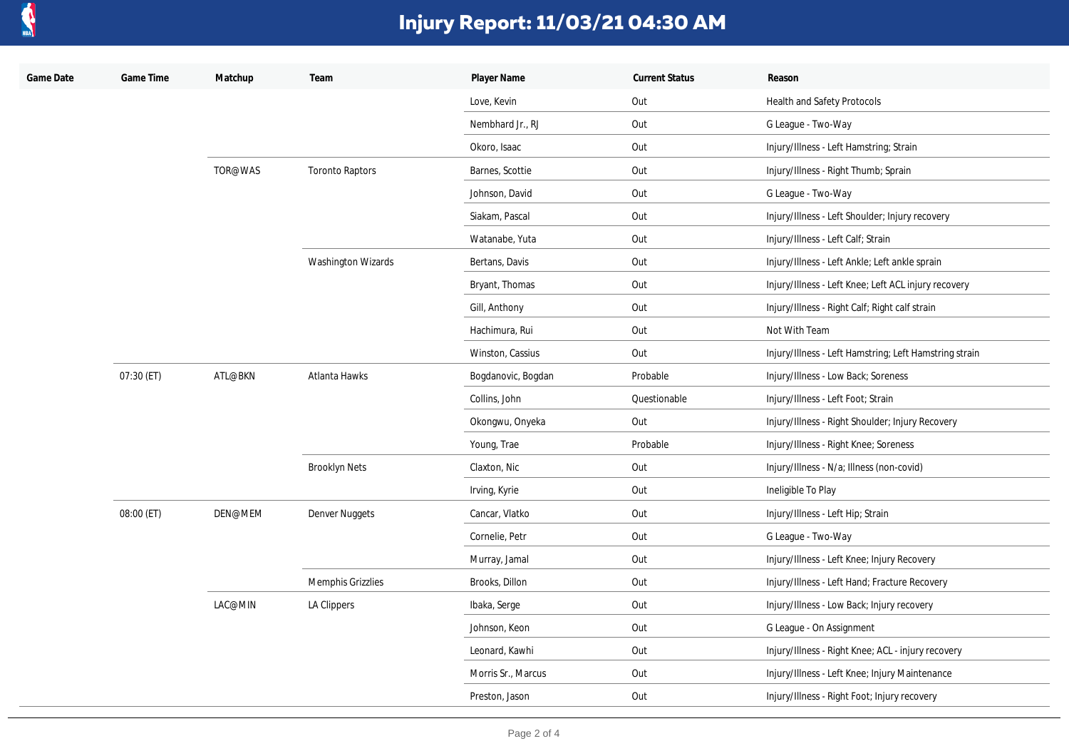# Injury Report: 11/03/21 04:30 AM

| Game Date | Game Time | Matchup | Team | Player Name | Current Status | Reason |
|---|---|---|---|---|---|---|
| | | | | Love, Kevin | Out | Health and Safety Protocols |
| | | | | Nembhard Jr., RJ | Out | G League - Two-Way |
| | | | | Okoro, Isaac | Out | Injury/Illness - Left Hamstring; Strain |
| | | TOR@WAS | Toronto Raptors | Barnes, Scottie | Out | Injury/Illness - Right Thumb; Sprain |
| | | | | Johnson, David | Out | G League - Two-Way |
| | | | | Siakam, Pascal | Out | Injury/Illness - Left Shoulder; Injury recovery |
| | | | | Watanabe, Yuta | Out | Injury/Illness - Left Calf; Strain |
| | | | Washington Wizards | Bertans, Davis | Out | Injury/Illness - Left Ankle; Left ankle sprain |
| | | | | Bryant, Thomas | Out | Injury/Illness - Left Knee; Left ACL injury recovery |
| | | | | Gill, Anthony | Out | Injury/Illness - Right Calf; Right calf strain |
| | | | | Hachimura, Rui | Out | Not With Team |
| | | | | Winston, Cassius | Out | Injury/Illness - Left Hamstring; Left Hamstring strain |
| | 07:30 (ET) | ATL@BKN | Atlanta Hawks | Bogdanovic, Bogdan | Probable | Injury/Illness - Low Back; Soreness |
| | | | | Collins, John | Questionable | Injury/Illness - Left Foot; Strain |
| | | | | Okongwu, Onyeka | Out | Injury/Illness - Right Shoulder; Injury Recovery |
| | | | | Young, Trae | Probable | Injury/Illness - Right Knee; Soreness |
| | | | Brooklyn Nets | Claxton, Nic | Out | Injury/Illness - N/a; Illness (non-covid) |
| | | | | Irving, Kyrie | Out | Ineligible To Play |
| | 08:00 (ET) | DEN@MEM | Denver Nuggets | Cancar, Vlatko | Out | Injury/Illness - Left Hip; Strain |
| | | | | Cornelie, Petr | Out | G League - Two-Way |
| | | | | Murray, Jamal | Out | Injury/Illness - Left Knee; Injury Recovery |
| | | | Memphis Grizzlies | Brooks, Dillon | Out | Injury/Illness - Left Hand; Fracture Recovery |
| | | LAC@MIN | LA Clippers | Ibaka, Serge | Out | Injury/Illness - Low Back; Injury recovery |
| | | | | Johnson, Keon | Out | G League - On Assignment |
| | | | | Leonard, Kawhi | Out | Injury/Illness - Right Knee; ACL - injury recovery |
| | | | | Morris Sr., Marcus | Out | Injury/Illness - Left Knee; Injury Maintenance |
| | | | | Preston, Jason | Out | Injury/Illness - Right Foot; Injury recovery |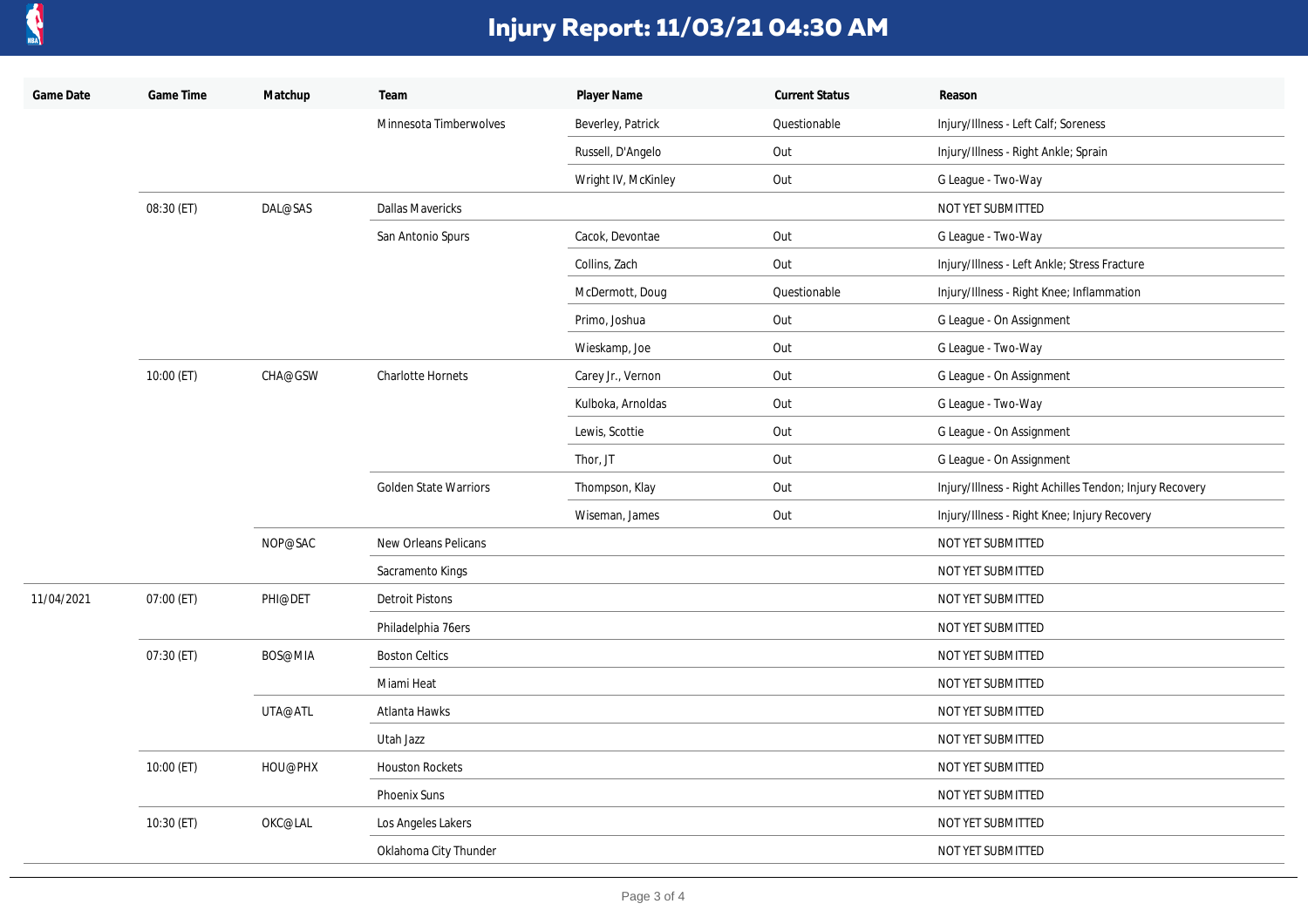# Injury Report: 11/03/21 04:30 AM

| Game Date | Game Time | Matchup | Team | Player Name | Current Status | Reason |
|---|---|---|---|---|---|---|
| | | | Minnesota Timberwolves | Beverley, Patrick | Questionable | Injury/Illness - Left Calf; Soreness |
| | | | | Russell, D'Angelo | Out | Injury/Illness - Right Ankle; Sprain |
| | | | | Wright IV, McKinley | Out | G League - Two-Way |
| | 08:30 (ET) | DAL@SAS | Dallas Mavericks | | | NOT YET SUBMITTED |
| | | | San Antonio Spurs | Cacok, Devontae | Out | G League - Two-Way |
| | | | | Collins, Zach | Out | Injury/Illness - Left Ankle; Stress Fracture |
| | | | | McDermott, Doug | Questionable | Injury/Illness - Right Knee; Inflammation |
| | | | | Primo, Joshua | Out | G League - On Assignment |
| | | | | Wieskamp, Joe | Out | G League - Two-Way |
| | 10:00 (ET) | CHA@GSW | Charlotte Hornets | Carey Jr., Vernon | Out | G League - On Assignment |
| | | | | Kulboka, Arnoldas | Out | G League - Two-Way |
| | | | | Lewis, Scottie | Out | G League - On Assignment |
| | | | | Thor, JT | Out | G League - On Assignment |
| | | | Golden State Warriors | Thompson, Klay | Out | Injury/Illness - Right Achilles Tendon; Injury Recovery |
| | | | | Wiseman, James | Out | Injury/Illness - Right Knee; Injury Recovery |
| | | NOP@SAC | New Orleans Pelicans | | | NOT YET SUBMITTED |
| | | | Sacramento Kings | | | NOT YET SUBMITTED |
| 11/04/2021 | 07:00 (ET) | PHI@DET | Detroit Pistons | | | NOT YET SUBMITTED |
| | | | Philadelphia 76ers | | | NOT YET SUBMITTED |
| | 07:30 (ET) | BOS@MIA | Boston Celtics | | | NOT YET SUBMITTED |
| | | | Miami Heat | | | NOT YET SUBMITTED |
| | | UTA@ATL | Atlanta Hawks | | | NOT YET SUBMITTED |
| | | | Utah Jazz | | | NOT YET SUBMITTED |
| | 10:00 (ET) | HOU@PHX | Houston Rockets | | | NOT YET SUBMITTED |
| | | | Phoenix Suns | | | NOT YET SUBMITTED |
| | 10:30 (ET) | OKC@LAL | Los Angeles Lakers | | | NOT YET SUBMITTED |
| | | | Oklahoma City Thunder | | | NOT YET SUBMITTED |